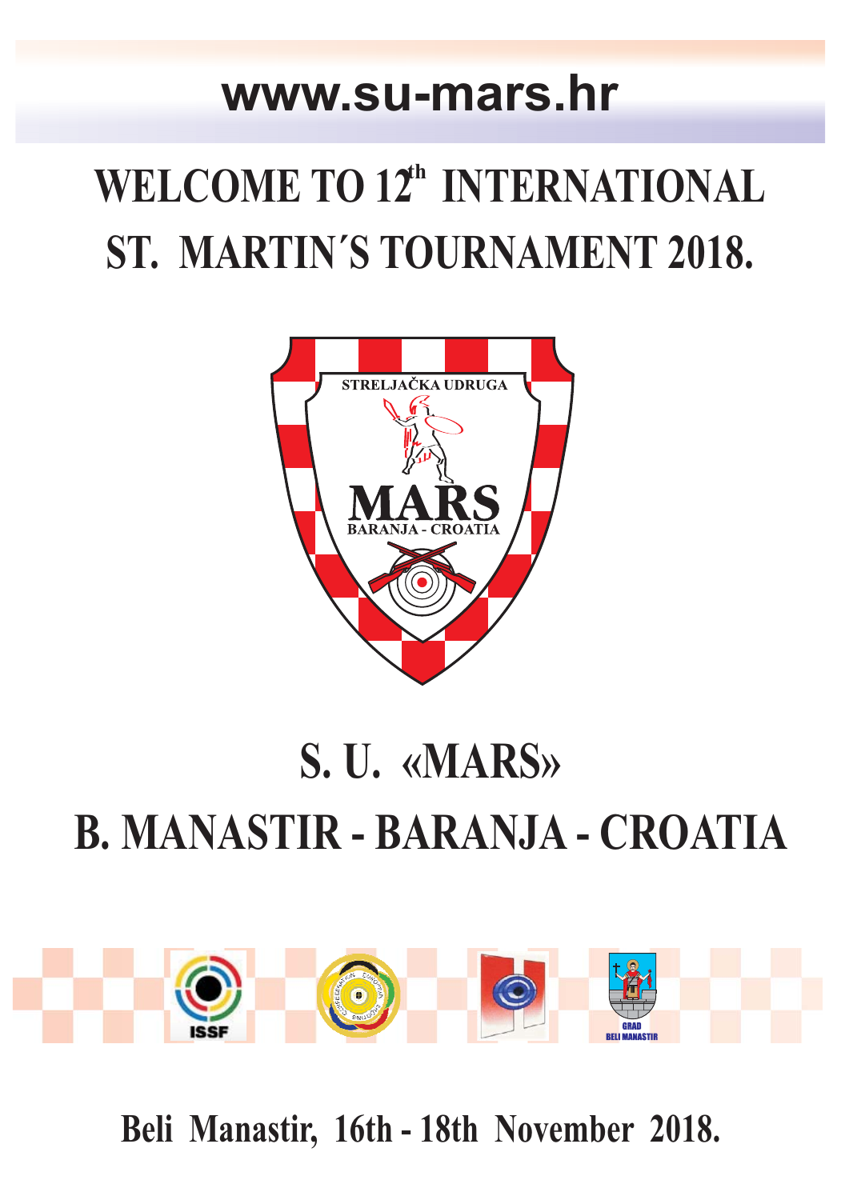**www.su-mars.hr**

# WELCOME TO 12th INTERNATIONAL ST. MARTIN´S TOURNAMENT 2018.

STRELJAČKA UDRUGA

MARS

BARANJA - CROATIA

# S. U. «MARS»

# B. MANASTIR - BARANJA - CROATIA

ISSF

GRAD BELI MANASTIR

**Beli Manastir, 16th - 18th November 2018.**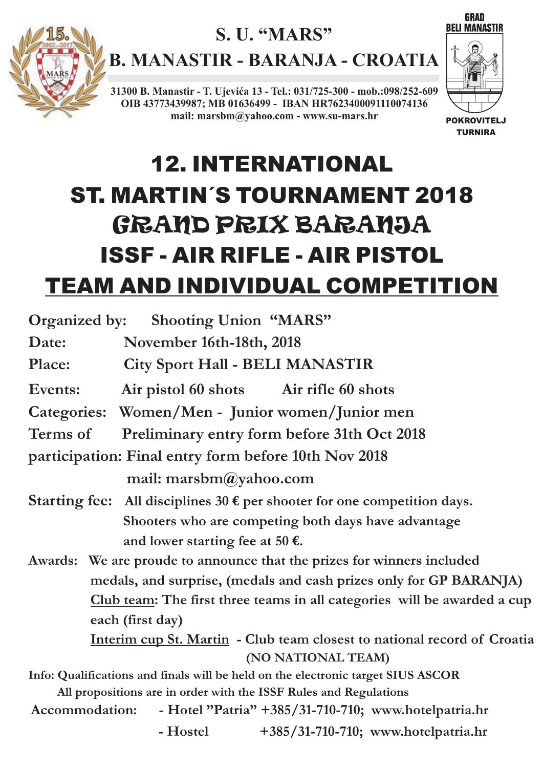**S. U. "MARS"**

**B. MANASTIR - BARANJA - CROATIA**

**31300 B. Manastir - T. Ujevića 13 - Tel.: 031/725-300 - mob.:098/252-609**
**OIB 43773439987; MB 01636499 - IBAN HR7623400091110074136**
**mail: marsbm@yahoo.com - www.su-mars.hr**

GRAD BELI MANASTIR

POKROVITELJ TURNIRA

# 12. INTERNATIONAL ST. MARTIN´S TOURNAMENT 2018

# GRAND PRIX BARANJA

# ISSF - AIR RIFLE - AIR PISTOL

# TEAM AND INDIVIDUAL COMPETITION

**Organized by:** Shooting Union "MARS"

**Date:** November 16th-18th, 2018

**Place:** City Sport Hall - BELI MANASTIR

**Events:** Air pistol 60 shots     Air rifle 60 shots

**Categories:** Women/Men - Junior women/Junior men

**Terms of participation:** Preliminary entry form before 31th Oct 2018
Final entry form before 10th Nov 2018
mail: marsbm@yahoo.com

**Starting fee:** All disciplines 30 € per shooter for one competition days. Shooters who are competing both days have advantage and lower starting fee at 50 €.

**Awards:** We are proude to announce that the prizes for winners included medals, and surprise, (medals and cash prizes only for GP BARANJA)

Club team: The first three teams in all categories will be awarded a cup each (first day)

Interim cup St. Martin - Club team closest to national record of Croatia (NO NATIONAL TEAM)

**Info:** Qualifications and finals will be held on the electronic target SIUS ASCOR
All propositions are in order with the ISSF Rules and Regulations

**Accommodation:**
- Hotel "Patria" +385/31-710-710; www.hotelpatria.hr
- Hostel +385/31-710-710; www.hotelpatria.hr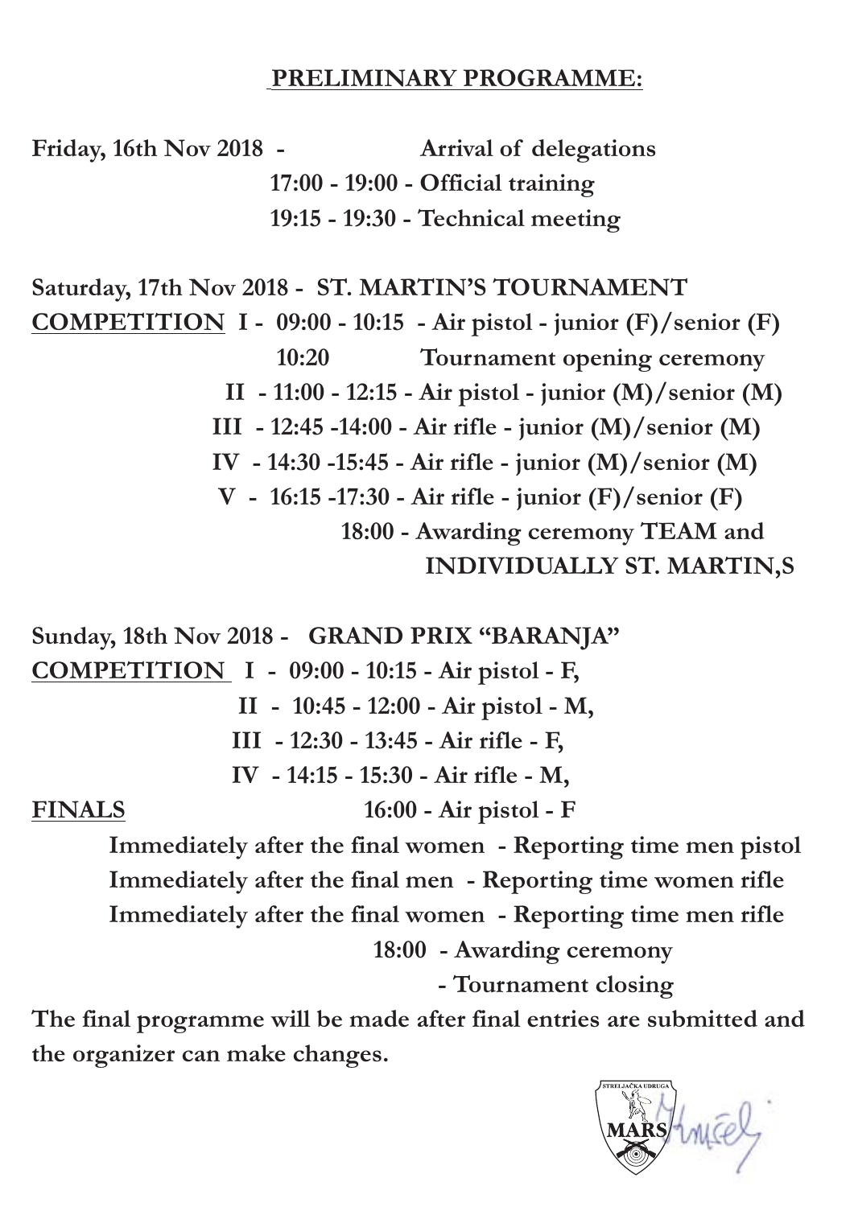## PRELIMINARY PROGRAMME:

**Friday, 16th Nov 2018 - Arrival of delegations**

**17:00 - 19:00 - Official training**

**19:15 - 19:30 - Technical meeting**

**Saturday, 17th Nov 2018 - ST. MARTIN'S TOURNAMENT**

**COMPETITION I - 09:00 - 10:15 - Air pistol - junior (F)/senior (F)**

**10:20 Tournament opening ceremony**

**II - 11:00 - 12:15 - Air pistol - junior (M)/senior (M)**

**III - 12:45 -14:00 - Air rifle - junior (M)/senior (M)**

**IV - 14:30 -15:45 - Air rifle - junior (M)/senior (M)**

**V - 16:15 -17:30 - Air rifle - junior (F)/senior (F)**

**18:00 - Awarding ceremony TEAM and INDIVIDUALLY ST. MARTIN,S**

**Sunday, 18th Nov 2018 - GRAND PRIX "BARANJA"**

**COMPETITION I - 09:00 - 10:15 - Air pistol - F,**

**II - 10:45 - 12:00 - Air pistol - M,**

**III - 12:30 - 13:45 - Air rifle - F,**

**IV - 14:15 - 15:30 - Air rifle - M,**

**FINALS 16:00 - Air pistol - F**

**Immediately after the final women - Reporting time men pistol**

**Immediately after the final men - Reporting time women rifle**

**Immediately after the final women - Reporting time men rifle**

**18:00 - Awarding ceremony**

**- Tournament closing**

**The final programme will be made after final entries are submitted and the organizer can make changes.**

STRELJAČKA UDRUGA MARS